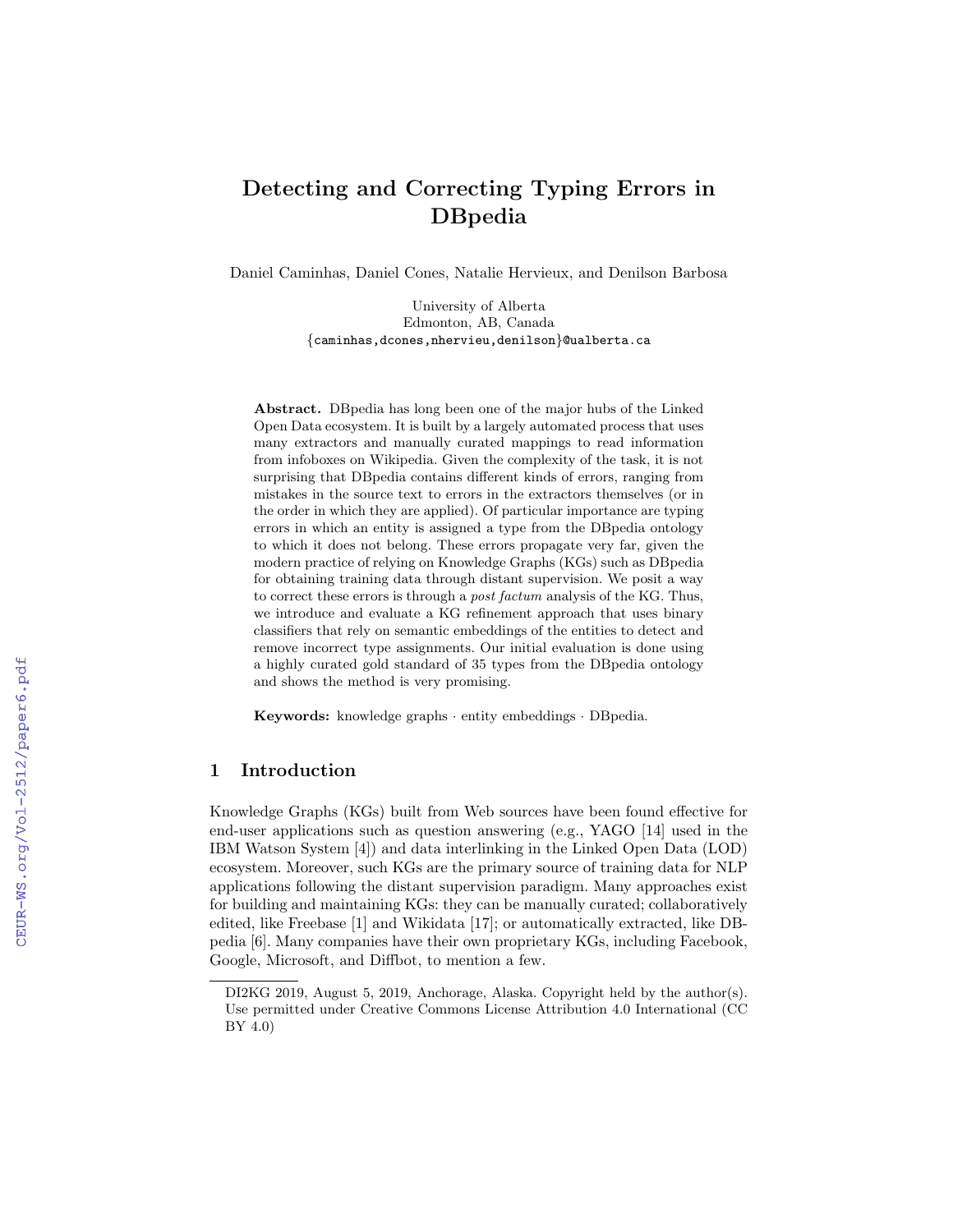# Detecting and Correcting Typing Errors in DBpedia

Daniel Caminhas, Daniel Cones, Natalie Hervieux, and Denilson Barbosa

University of Alberta
Edmonton, AB, Canada
{caminhas,dcones,nhervieu,denilson}@ualberta.ca

**Abstract.** DBpedia has long been one of the major hubs of the Linked Open Data ecosystem. It is built by a largely automated process that uses many extractors and manually curated mappings to read information from infoboxes on Wikipedia. Given the complexity of the task, it is not surprising that DBpedia contains different kinds of errors, ranging from mistakes in the source text to errors in the extractors themselves (or in the order in which they are applied). Of particular importance are typing errors in which an entity is assigned a type from the DBpedia ontology to which it does not belong. These errors propagate very far, given the modern practice of relying on Knowledge Graphs (KGs) such as DBpedia for obtaining training data through distant supervision. We posit a way to correct these errors is through a *post factum* analysis of the KG. Thus, we introduce and evaluate a KG refinement approach that uses binary classifiers that rely on semantic embeddings of the entities to detect and remove incorrect type assignments. Our initial evaluation is done using a highly curated gold standard of 35 types from the DBpedia ontology and shows the method is very promising.

**Keywords:** knowledge graphs · entity embeddings · DBpedia.

## 1 Introduction

Knowledge Graphs (KGs) built from Web sources have been found effective for end-user applications such as question answering (e.g., YAGO [14] used in the IBM Watson System [4]) and data interlinking in the Linked Open Data (LOD) ecosystem. Moreover, such KGs are the primary source of training data for NLP applications following the distant supervision paradigm. Many approaches exist for building and maintaining KGs: they can be manually curated; collaboratively edited, like Freebase [1] and Wikidata [17]; or automatically extracted, like DBpedia [6]. Many companies have their own proprietary KGs, including Facebook, Google, Microsoft, and Diffbot, to mention a few.

DI2KG 2019, August 5, 2019, Anchorage, Alaska. Copyright held by the author(s). Use permitted under Creative Commons License Attribution 4.0 International (CC BY 4.0)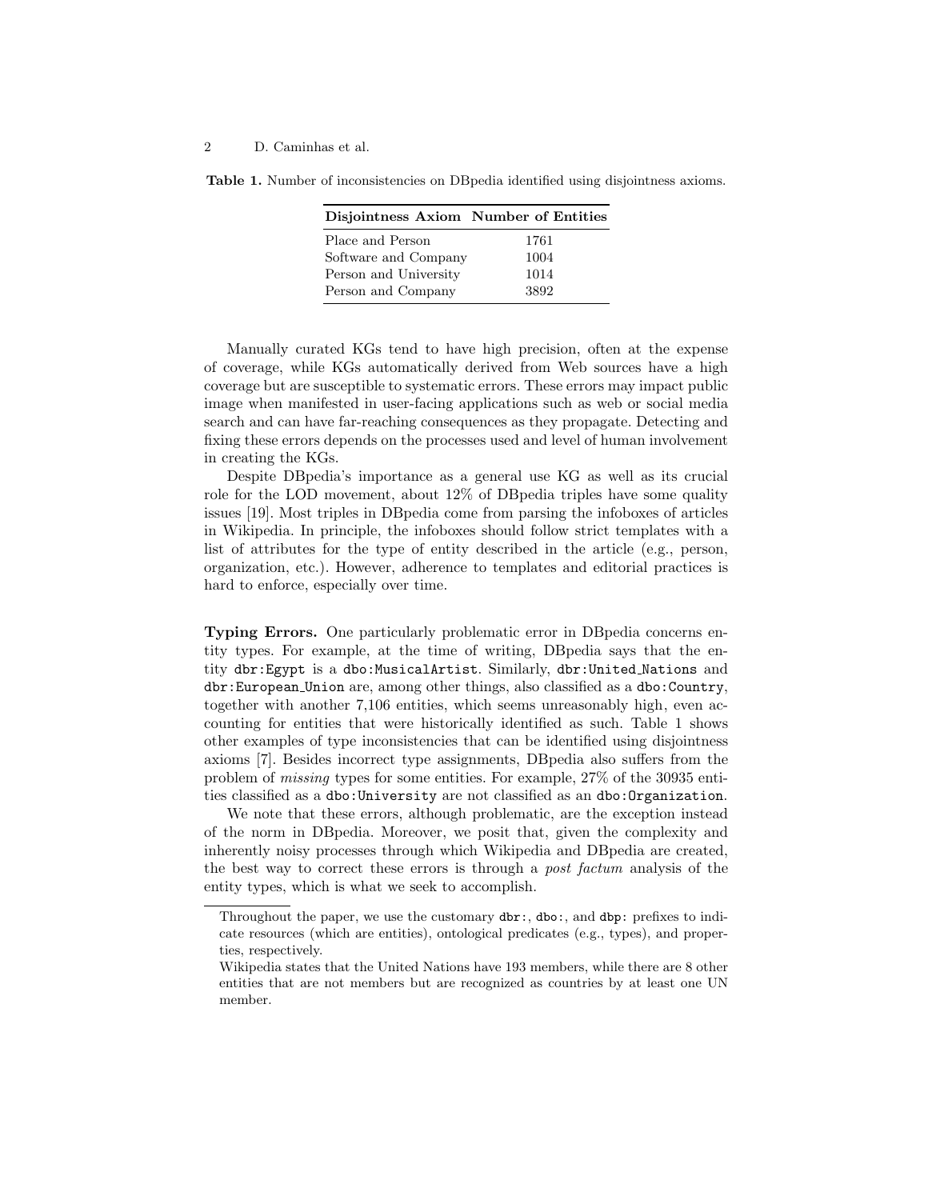**Table 1.** Number of inconsistencies on DBpedia identified using disjointness axioms.

| Disjointness Axiom | Number of Entities |
| --- | --- |
| Place and Person | 1761 |
| Software and Company | 1004 |
| Person and University | 1014 |
| Person and Company | 3892 |

Manually curated KGs tend to have high precision, often at the expense of coverage, while KGs automatically derived from Web sources have a high coverage but are susceptible to systematic errors. These errors may impact public image when manifested in user-facing applications such as web or social media search and can have far-reaching consequences as they propagate. Detecting and fixing these errors depends on the processes used and level of human involvement in creating the KGs.

Despite DBpedia's importance as a general use KG as well as its crucial role for the LOD movement, about 12% of DBpedia triples have some quality issues [19]. Most triples in DBpedia come from parsing the infoboxes of articles in Wikipedia. In principle, the infoboxes should follow strict templates with a list of attributes for the type of entity described in the article (e.g., person, organization, etc.). However, adherence to templates and editorial practices is hard to enforce, especially over time.

**Typing Errors.** One particularly problematic error in DBpedia concerns entity types. For example, at the time of writing, DBpedia says that the entity `dbr:Egypt` is a `dbo:MusicalArtist`. Similarly, `dbr:United_Nations` and `dbr:European_Union` are, among other things, also classified as a `dbo:Country`, together with another 7,106 entities, which seems unreasonably high, even accounting for entities that were historically identified as such. Table 1 shows other examples of type inconsistencies that can be identified using disjointness axioms [7]. Besides incorrect type assignments, DBpedia also suffers from the problem of *missing* types for some entities. For example, 27% of the 30935 entities classified as a `dbo:University` are not classified as an `dbo:Organization`.

We note that these errors, although problematic, are the exception instead of the norm in DBpedia. Moreover, we posit that, given the complexity and inherently noisy processes through which Wikipedia and DBpedia are created, the best way to correct these errors is through a *post factum* analysis of the entity types, which is what we seek to accomplish.

---

Throughout the paper, we use the customary `dbr:`, `dbo:`, and `dbp:` prefixes to indicate resources (which are entities), ontological predicates (e.g., types), and properties, respectively.

Wikipedia states that the United Nations have 193 members, while there are 8 other entities that are not members but are recognized as countries by at least one UN member.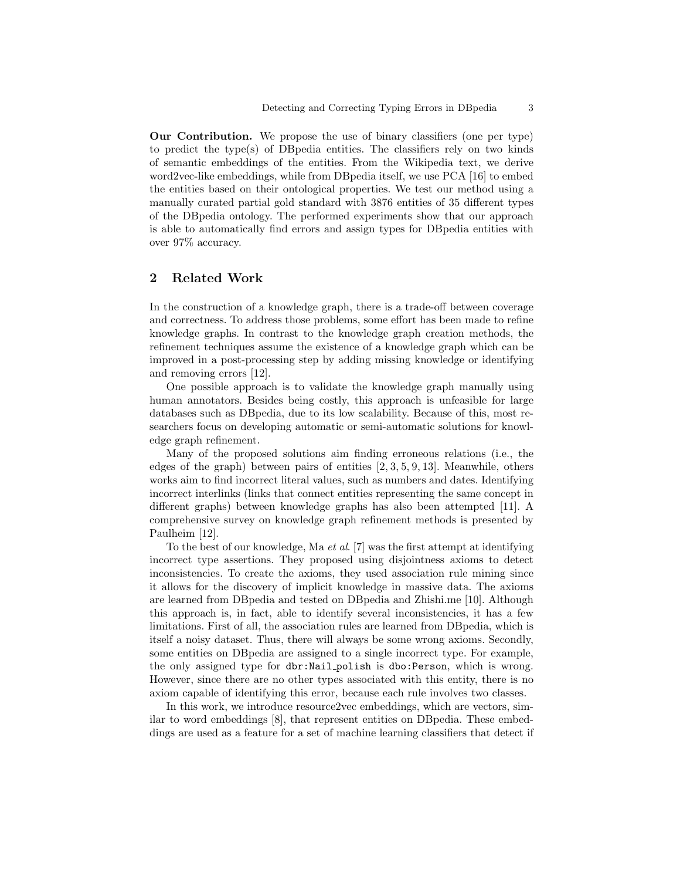**Our Contribution.** We propose the use of binary classifiers (one per type) to predict the type(s) of DBpedia entities. The classifiers rely on two kinds of semantic embeddings of the entities. From the Wikipedia text, we derive word2vec-like embeddings, while from DBpedia itself, we use PCA [16] to embed the entities based on their ontological properties. We test our method using a manually curated partial gold standard with 3876 entities of 35 different types of the DBpedia ontology. The performed experiments show that our approach is able to automatically find errors and assign types for DBpedia entities with over 97% accuracy.

## 2 Related Work

In the construction of a knowledge graph, there is a trade-off between coverage and correctness. To address those problems, some effort has been made to refine knowledge graphs. In contrast to the knowledge graph creation methods, the refinement techniques assume the existence of a knowledge graph which can be improved in a post-processing step by adding missing knowledge or identifying and removing errors [12].

One possible approach is to validate the knowledge graph manually using human annotators. Besides being costly, this approach is unfeasible for large databases such as DBpedia, due to its low scalability. Because of this, most researchers focus on developing automatic or semi-automatic solutions for knowledge graph refinement.

Many of the proposed solutions aim finding erroneous relations (i.e., the edges of the graph) between pairs of entities [2, 3, 5, 9, 13]. Meanwhile, others works aim to find incorrect literal values, such as numbers and dates. Identifying incorrect interlinks (links that connect entities representing the same concept in different graphs) between knowledge graphs has also been attempted [11]. A comprehensive survey on knowledge graph refinement methods is presented by Paulheim [12].

To the best of our knowledge, Ma *et al.* [7] was the first attempt at identifying incorrect type assertions. They proposed using disjointness axioms to detect inconsistencies. To create the axioms, they used association rule mining since it allows for the discovery of implicit knowledge in massive data. The axioms are learned from DBpedia and tested on DBpedia and Zhishi.me [10]. Although this approach is, in fact, able to identify several inconsistencies, it has a few limitations. First of all, the association rules are learned from DBpedia, which is itself a noisy dataset. Thus, there will always be some wrong axioms. Secondly, some entities on DBpedia are assigned to a single incorrect type. For example, the only assigned type for `dbr:Nail_polish` is `dbo:Person`, which is wrong. However, since there are no other types associated with this entity, there is no axiom capable of identifying this error, because each rule involves two classes.

In this work, we introduce resource2vec embeddings, which are vectors, similar to word embeddings [8], that represent entities on DBpedia. These embeddings are used as a feature for a set of machine learning classifiers that detect if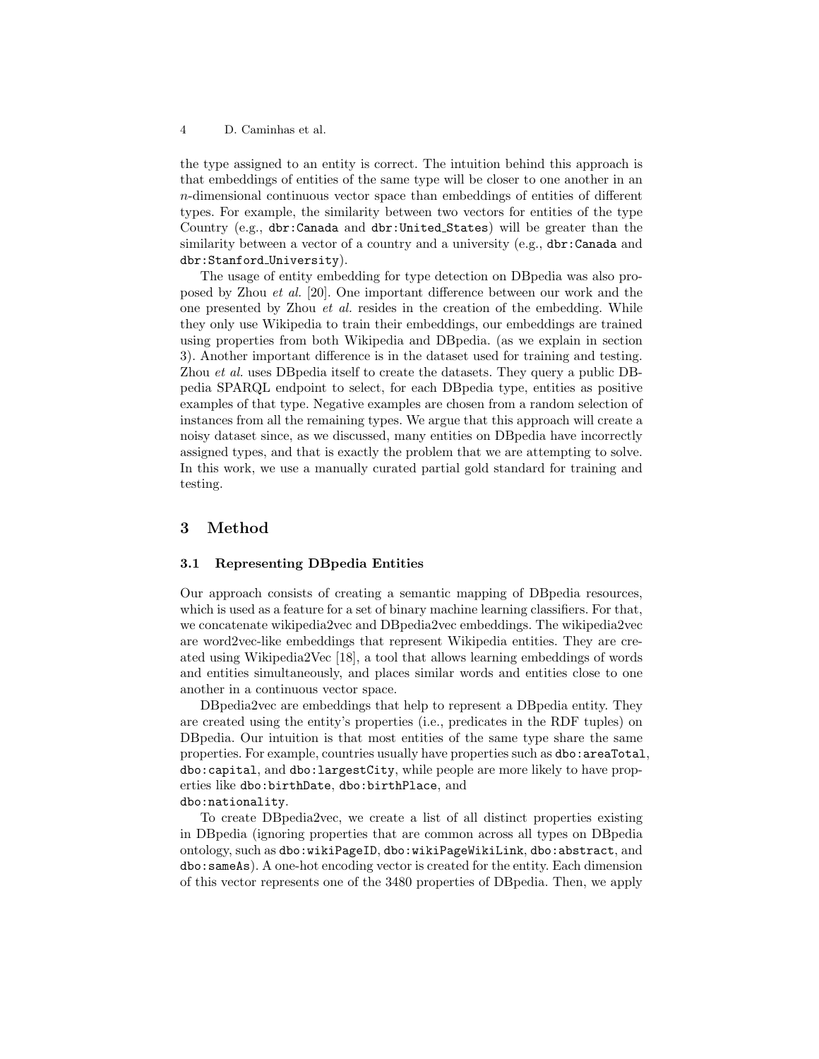the type assigned to an entity is correct. The intuition behind this approach is that embeddings of entities of the same type will be closer to one another in an $n$-dimensional continuous vector space than embeddings of entities of different types. For example, the similarity between two vectors for entities of the type Country (e.g., `dbr:Canada` and `dbr:United_States`) will be greater than the similarity between a vector of a country and a university (e.g., `dbr:Canada` and `dbr:Stanford_University`).

The usage of entity embedding for type detection on DBpedia was also proposed by Zhou *et al.* [20]. One important difference between our work and the one presented by Zhou *et al.* resides in the creation of the embedding. While they only use Wikipedia to train their embeddings, our embeddings are trained using properties from both Wikipedia and DBpedia. (as we explain in section 3). Another important difference is in the dataset used for training and testing. Zhou *et al.* uses DBpedia itself to create the datasets. They query a public DBpedia SPARQL endpoint to select, for each DBpedia type, entities as positive examples of that type. Negative examples are chosen from a random selection of instances from all the remaining types. We argue that this approach will create a noisy dataset since, as we discussed, many entities on DBpedia have incorrectly assigned types, and that is exactly the problem that we are attempting to solve. In this work, we use a manually curated partial gold standard for training and testing.

## 3 Method

### 3.1 Representing DBpedia Entities

Our approach consists of creating a semantic mapping of DBpedia resources, which is used as a feature for a set of binary machine learning classifiers. For that, we concatenate wikipedia2vec and DBpedia2vec embeddings. The wikipedia2vec are word2vec-like embeddings that represent Wikipedia entities. They are created using Wikipedia2Vec [18], a tool that allows learning embeddings of words and entities simultaneously, and places similar words and entities close to one another in a continuous vector space.

DBpedia2vec are embeddings that help to represent a DBpedia entity. They are created using the entity's properties (i.e., predicates in the RDF tuples) on DBpedia. Our intuition is that most entities of the same type share the same properties. For example, countries usually have properties such as `dbo:areaTotal`, `dbo:capital`, and `dbo:largestCity`, while people are more likely to have properties like `dbo:birthDate`, `dbo:birthPlace`, and `dbo:nationality`.

To create DBpedia2vec, we create a list of all distinct properties existing in DBpedia (ignoring properties that are common across all types on DBpedia ontology, such as `dbo:wikiPageID`, `dbo:wikiPageWikiLink`, `dbo:abstract`, and `dbo:sameAs`). A one-hot encoding vector is created for the entity. Each dimension of this vector represents one of the 3480 properties of DBpedia. Then, we apply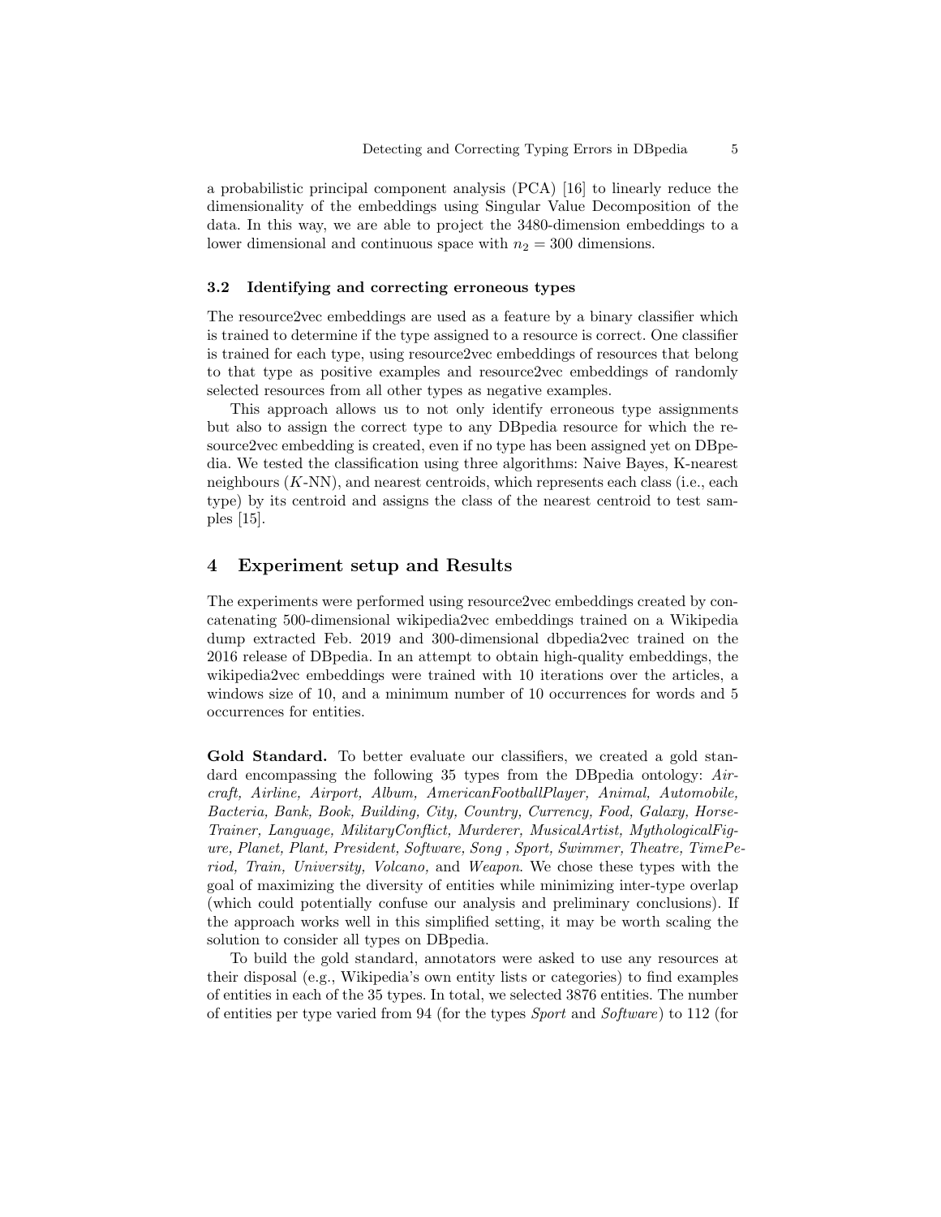a probabilistic principal component analysis (PCA) [16] to linearly reduce the dimensionality of the embeddings using Singular Value Decomposition of the data. In this way, we are able to project the 3480-dimension embeddings to a lower dimensional and continuous space with $n_2 = 300$ dimensions.

### 3.2 Identifying and correcting erroneous types

The resource2vec embeddings are used as a feature by a binary classifier which is trained to determine if the type assigned to a resource is correct. One classifier is trained for each type, using resource2vec embeddings of resources that belong to that type as positive examples and resource2vec embeddings of randomly selected resources from all other types as negative examples.

This approach allows us to not only identify erroneous type assignments but also to assign the correct type to any DBpedia resource for which the resource2vec embedding is created, even if no type has been assigned yet on DBpedia. We tested the classification using three algorithms: Naive Bayes, K-nearest neighbours ($K$-NN), and nearest centroids, which represents each class (i.e., each type) by its centroid and assigns the class of the nearest centroid to test samples [15].

## 4 Experiment setup and Results

The experiments were performed using resource2vec embeddings created by concatenating 500-dimensional wikipedia2vec embeddings trained on a Wikipedia dump extracted Feb. 2019 and 300-dimensional dbpedia2vec trained on the 2016 release of DBpedia. In an attempt to obtain high-quality embeddings, the wikipedia2vec embeddings were trained with 10 iterations over the articles, a windows size of 10, and a minimum number of 10 occurrences for words and 5 occurrences for entities.

**Gold Standard.** To better evaluate our classifiers, we created a gold standard encompassing the following 35 types from the DBpedia ontology: *Aircraft, Airline, Airport, Album, AmericanFootballPlayer, Animal, Automobile, Bacteria, Bank, Book, Building, City, Country, Currency, Food, Galaxy, HorseTrainer, Language, MilitaryConflict, Murderer, MusicalArtist, MythologicalFigure, Planet, Plant, President, Software, Song , Sport, Swimmer, Theatre, TimePeriod, Train, University, Volcano,* and *Weapon*. We chose these types with the goal of maximizing the diversity of entities while minimizing inter-type overlap (which could potentially confuse our analysis and preliminary conclusions). If the approach works well in this simplified setting, it may be worth scaling the solution to consider all types on DBpedia.

To build the gold standard, annotators were asked to use any resources at their disposal (e.g., Wikipedia's own entity lists or categories) to find examples of entities in each of the 35 types. In total, we selected 3876 entities. The number of entities per type varied from 94 (for the types *Sport* and *Software*) to 112 (for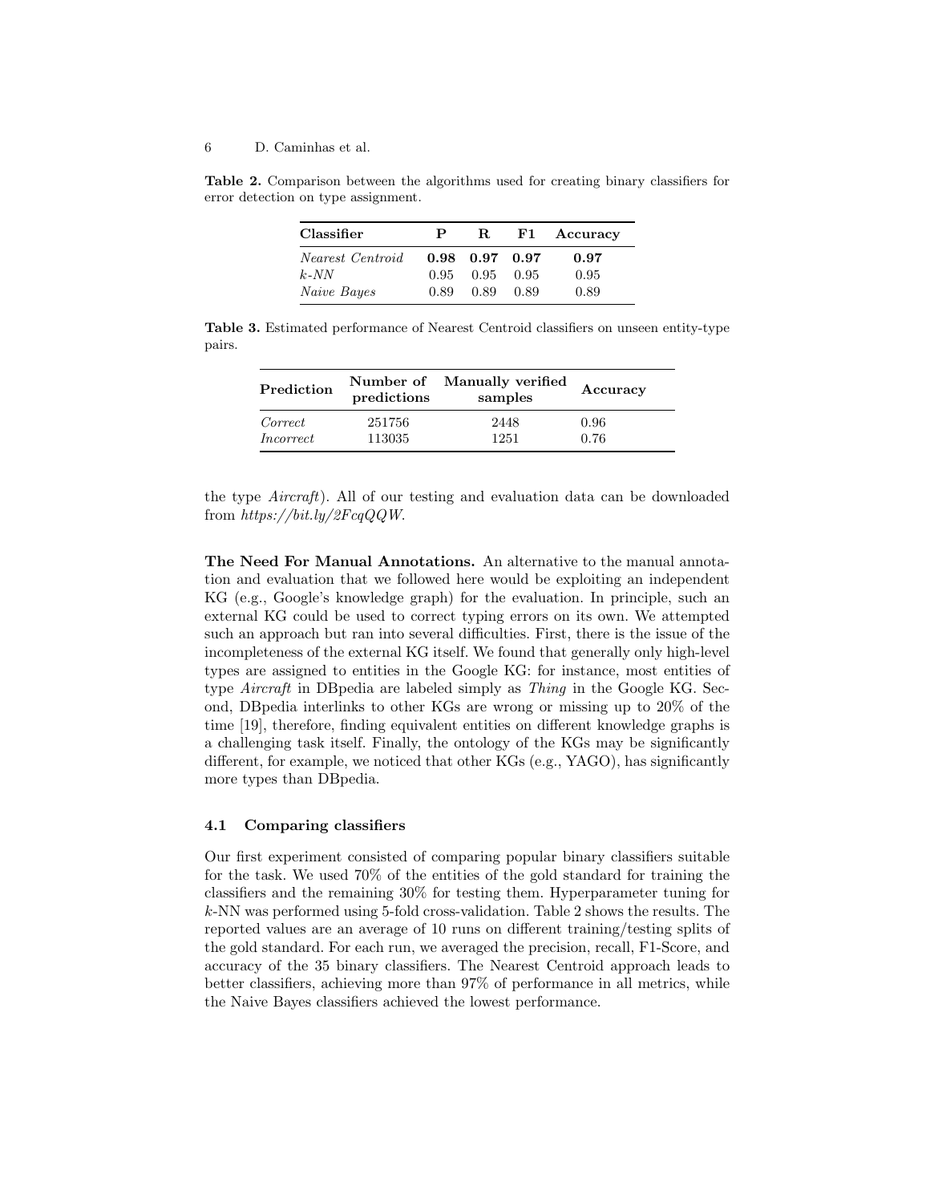**Table 2.** Comparison between the algorithms used for creating binary classifiers for error detection on type assignment.

| Classifier | P | R | F1 | Accuracy |
| --- | --- | --- | --- | --- |
| *Nearest Centroid* | **0.98** | **0.97** | **0.97** | **0.97** |
| *k-NN* | 0.95 | 0.95 | 0.95 | 0.95 |
| *Naive Bayes* | 0.89 | 0.89 | 0.89 | 0.89 |

**Table 3.** Estimated performance of Nearest Centroid classifiers on unseen entity-type pairs.

| Prediction | Number of predictions | Manually verified samples | Accuracy |
| --- | --- | --- | --- |
| *Correct* | 251756 | 2448 | 0.96 |
| *Incorrect* | 113035 | 1251 | 0.76 |

the type *Aircraft*). All of our testing and evaluation data can be downloaded from *https://bit.ly/2FcqQQW*.

**The Need For Manual Annotations.** An alternative to the manual annotation and evaluation that we followed here would be exploiting an independent KG (e.g., Google's knowledge graph) for the evaluation. In principle, such an external KG could be used to correct typing errors on its own. We attempted such an approach but ran into several difficulties. First, there is the issue of the incompleteness of the external KG itself. We found that generally only high-level types are assigned to entities in the Google KG: for instance, most entities of type *Aircraft* in DBpedia are labeled simply as *Thing* in the Google KG. Second, DBpedia interlinks to other KGs are wrong or missing up to 20% of the time [19], therefore, finding equivalent entities on different knowledge graphs is a challenging task itself. Finally, the ontology of the KGs may be significantly different, for example, we noticed that other KGs (e.g., YAGO), has significantly more types than DBpedia.

### 4.1 Comparing classifiers

Our first experiment consisted of comparing popular binary classifiers suitable for the task. We used 70% of the entities of the gold standard for training the classifiers and the remaining 30% for testing them. Hyperparameter tuning for $k$-NN was performed using 5-fold cross-validation. Table 2 shows the results. The reported values are an average of 10 runs on different training/testing splits of the gold standard. For each run, we averaged the precision, recall, F1-Score, and accuracy of the 35 binary classifiers. The Nearest Centroid approach leads to better classifiers, achieving more than 97% of performance in all metrics, while the Naive Bayes classifiers achieved the lowest performance.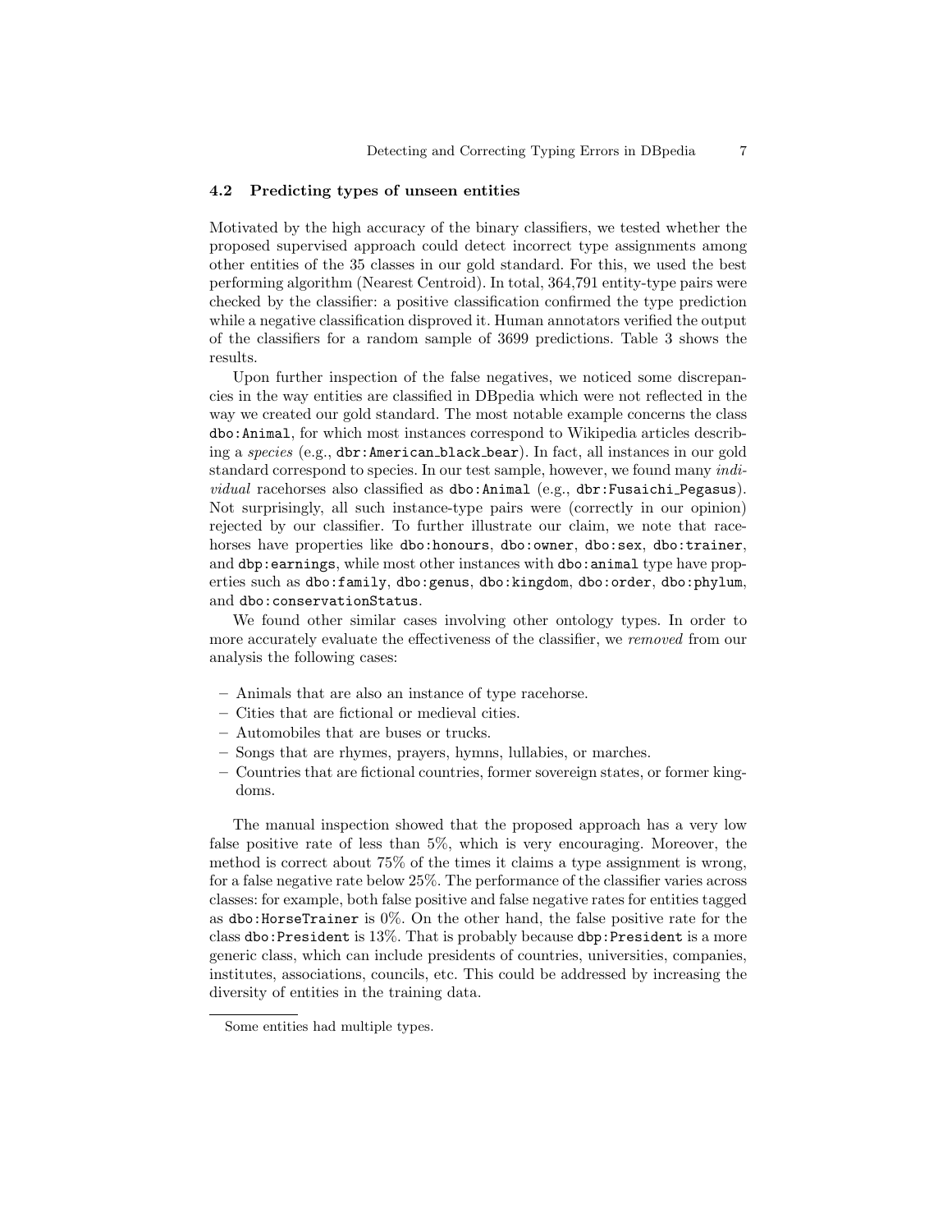### 4.2 Predicting types of unseen entities

Motivated by the high accuracy of the binary classifiers, we tested whether the proposed supervised approach could detect incorrect type assignments among other entities of the 35 classes in our gold standard. For this, we used the best performing algorithm (Nearest Centroid). In total, 364,791 entity-type pairs were checked by the classifier: a positive classification confirmed the type prediction while a negative classification disproved it. Human annotators verified the output of the classifiers for a random sample of 3699 predictions. Table 3 shows the results.

Upon further inspection of the false negatives, we noticed some discrepancies in the way entities are classified in DBpedia which were not reflected in the way we created our gold standard. The most notable example concerns the class `dbo:Animal`, for which most instances correspond to Wikipedia articles describing a *species* (e.g., `dbr:American_black_bear`). In fact, all instances in our gold standard correspond to species. In our test sample, however, we found many *individual* racehorses also classified as `dbo:Animal` (e.g., `dbr:Fusaichi_Pegasus`). Not surprisingly, all such instance-type pairs were (correctly in our opinion) rejected by our classifier. To further illustrate our claim, we note that racehorses have properties like `dbo:honours`, `dbo:owner`, `dbo:sex`, `dbo:trainer`, and `dbp:earnings`, while most other instances with `dbo:animal` type have properties such as `dbo:family`, `dbo:genus`, `dbo:kingdom`, `dbo:order`, `dbo:phylum`, and `dbo:conservationStatus`.

We found other similar cases involving other ontology types. In order to more accurately evaluate the effectiveness of the classifier, we *removed* from our analysis the following cases:

- Animals that are also an instance of type racehorse.
- Cities that are fictional or medieval cities.
- Automobiles that are buses or trucks.
- Songs that are rhymes, prayers, hymns, lullabies, or marches.
- Countries that are fictional countries, former sovereign states, or former kingdoms.

The manual inspection showed that the proposed approach has a very low false positive rate of less than 5%, which is very encouraging. Moreover, the method is correct about 75% of the times it claims a type assignment is wrong, for a false negative rate below 25%. The performance of the classifier varies across classes: for example, both false positive and false negative rates for entities tagged as `dbo:HorseTrainer` is 0%. On the other hand, the false positive rate for the class `dbo:President` is 13%. That is probably because `dbp:President` is a more generic class, which can include presidents of countries, universities, companies, institutes, associations, councils, etc. This could be addressed by increasing the diversity of entities in the training data.

---

Some entities had multiple types.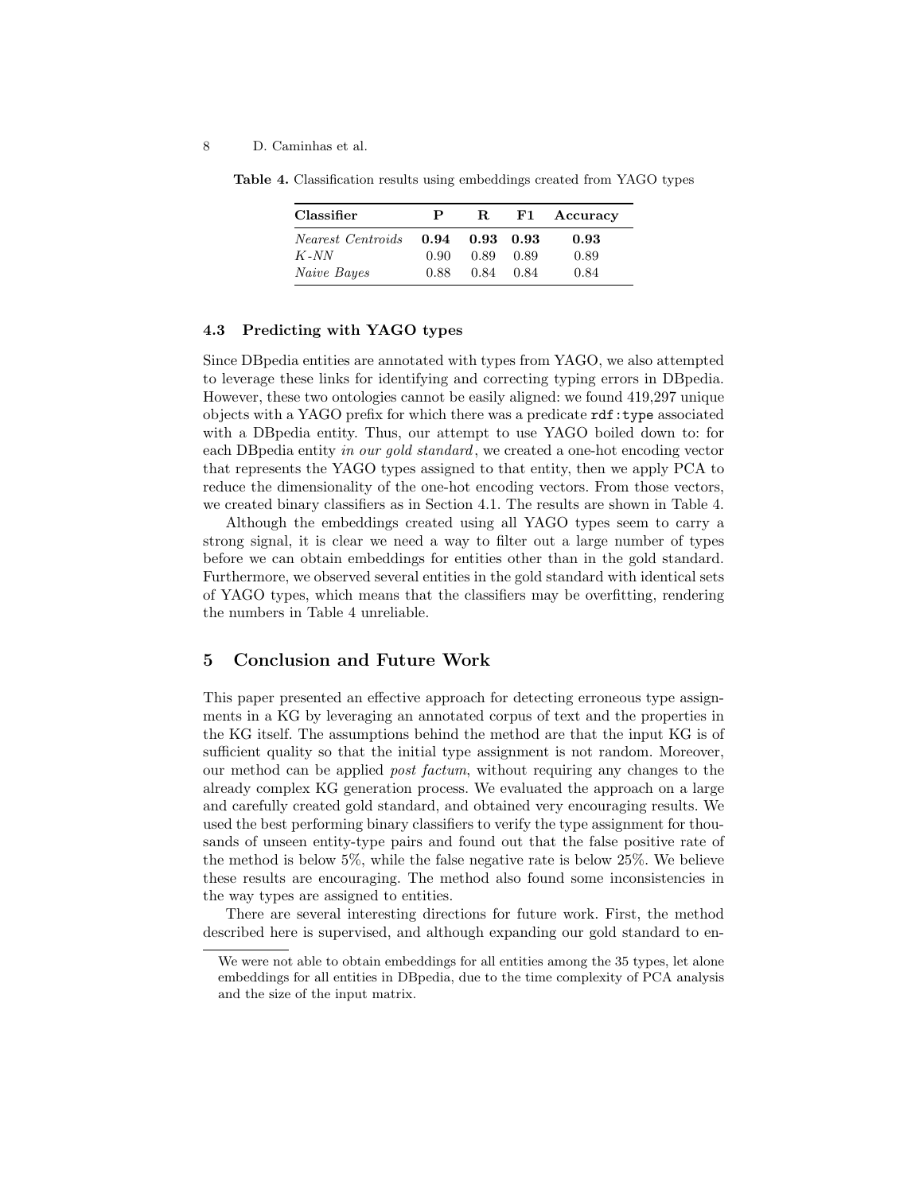**Table 4.** Classification results using embeddings created from YAGO types

| Classifier | P | R | F1 | Accuracy |
|---|---|---|---|---|
| *Nearest Centroids* | **0.94** | **0.93** | **0.93** | **0.93** |
| *K-NN* | 0.90 | 0.89 | 0.89 | 0.89 |
| *Naive Bayes* | 0.88 | 0.84 | 0.84 | 0.84 |

### 4.3 Predicting with YAGO types

Since DBpedia entities are annotated with types from YAGO, we also attempted to leverage these links for identifying and correcting typing errors in DBpedia. However, these two ontologies cannot be easily aligned: we found 419,297 unique objects with a YAGO prefix for which there was a predicate `rdf:type` associated with a DBpedia entity. Thus, our attempt to use YAGO boiled down to: for each DBpedia entity *in our gold standard*, we created a one-hot encoding vector that represents the YAGO types assigned to that entity, then we apply PCA to reduce the dimensionality of the one-hot encoding vectors. From those vectors, we created binary classifiers as in Section 4.1. The results are shown in Table 4.

Although the embeddings created using all YAGO types seem to carry a strong signal, it is clear we need a way to filter out a large number of types before we can obtain embeddings for entities other than in the gold standard. Furthermore, we observed several entities in the gold standard with identical sets of YAGO types, which means that the classifiers may be overfitting, rendering the numbers in Table 4 unreliable.

## 5 Conclusion and Future Work

This paper presented an effective approach for detecting erroneous type assignments in a KG by leveraging an annotated corpus of text and the properties in the KG itself. The assumptions behind the method are that the input KG is of sufficient quality so that the initial type assignment is not random. Moreover, our method can be applied *post factum*, without requiring any changes to the already complex KG generation process. We evaluated the approach on a large and carefully created gold standard, and obtained very encouraging results. We used the best performing binary classifiers to verify the type assignment for thousands of unseen entity-type pairs and found out that the false positive rate of the method is below 5%, while the false negative rate is below 25%. We believe these results are encouraging. The method also found some inconsistencies in the way types are assigned to entities.

There are several interesting directions for future work. First, the method described here is supervised, and although expanding our gold standard to en-

We were not able to obtain embeddings for all entities among the 35 types, let alone embeddings for all entities in DBpedia, due to the time complexity of PCA analysis and the size of the input matrix.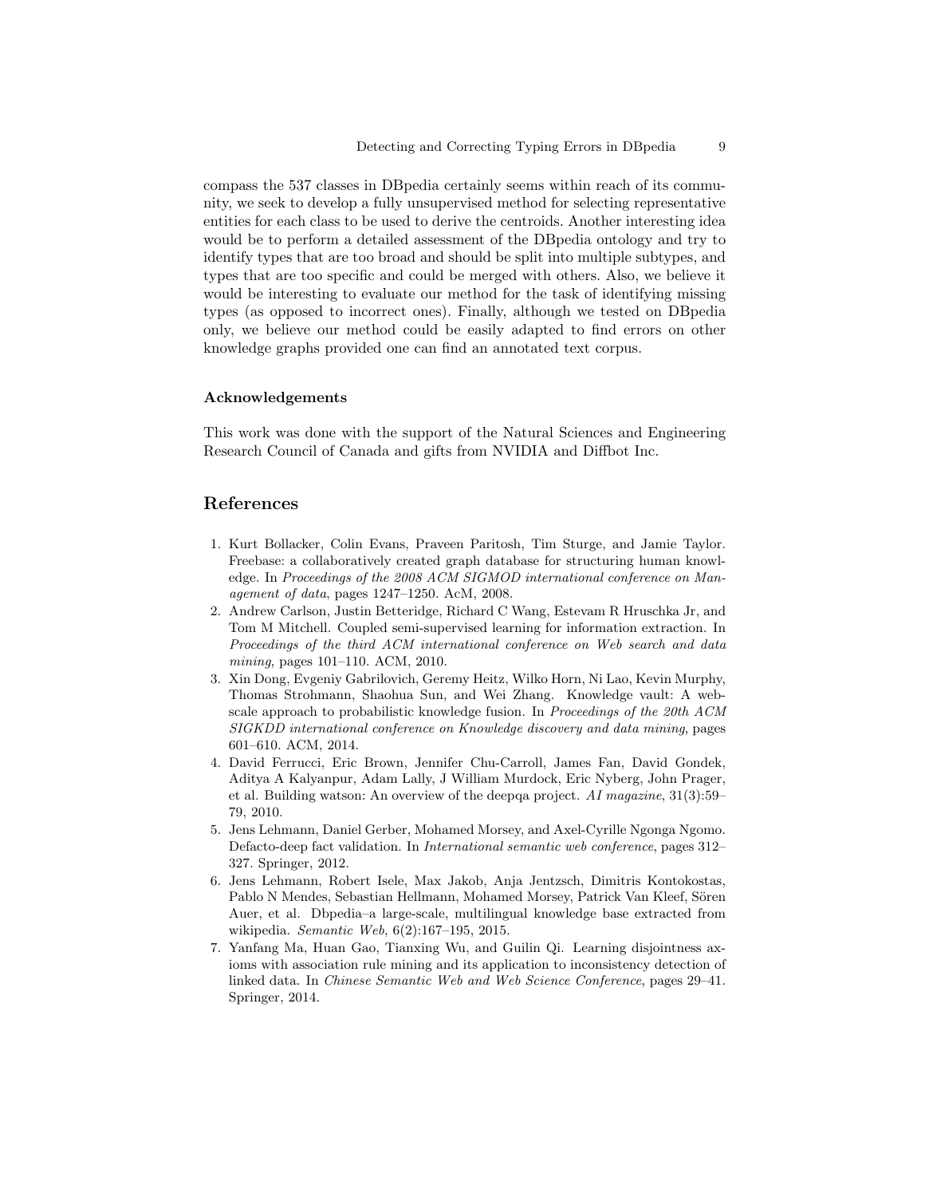compass the 537 classes in DBpedia certainly seems within reach of its community, we seek to develop a fully unsupervised method for selecting representative entities for each class to be used to derive the centroids. Another interesting idea would be to perform a detailed assessment of the DBpedia ontology and try to identify types that are too broad and should be split into multiple subtypes, and types that are too specific and could be merged with others. Also, we believe it would be interesting to evaluate our method for the task of identifying missing types (as opposed to incorrect ones). Finally, although we tested on DBpedia only, we believe our method could be easily adapted to find errors on other knowledge graphs provided one can find an annotated text corpus.

### Acknowledgements

This work was done with the support of the Natural Sciences and Engineering Research Council of Canada and gifts from NVIDIA and Diffbot Inc.

## References

1. Kurt Bollacker, Colin Evans, Praveen Paritosh, Tim Sturge, and Jamie Taylor. Freebase: a collaboratively created graph database for structuring human knowledge. In *Proceedings of the 2008 ACM SIGMOD international conference on Management of data*, pages 1247–1250. AcM, 2008.
2. Andrew Carlson, Justin Betteridge, Richard C Wang, Estevam R Hruschka Jr, and Tom M Mitchell. Coupled semi-supervised learning for information extraction. In *Proceedings of the third ACM international conference on Web search and data mining*, pages 101–110. ACM, 2010.
3. Xin Dong, Evgeniy Gabrilovich, Geremy Heitz, Wilko Horn, Ni Lao, Kevin Murphy, Thomas Strohmann, Shaohua Sun, and Wei Zhang. Knowledge vault: A web-scale approach to probabilistic knowledge fusion. In *Proceedings of the 20th ACM SIGKDD international conference on Knowledge discovery and data mining*, pages 601–610. ACM, 2014.
4. David Ferrucci, Eric Brown, Jennifer Chu-Carroll, James Fan, David Gondek, Aditya A Kalyanpur, Adam Lally, J William Murdock, Eric Nyberg, John Prager, et al. Building watson: An overview of the deepqa project. *AI magazine*, 31(3):59–79, 2010.
5. Jens Lehmann, Daniel Gerber, Mohamed Morsey, and Axel-Cyrille Ngonga Ngomo. Defacto-deep fact validation. In *International semantic web conference*, pages 312–327. Springer, 2012.
6. Jens Lehmann, Robert Isele, Max Jakob, Anja Jentzsch, Dimitris Kontokostas, Pablo N Mendes, Sebastian Hellmann, Mohamed Morsey, Patrick Van Kleef, Sören Auer, et al. Dbpedia–a large-scale, multilingual knowledge base extracted from wikipedia. *Semantic Web*, 6(2):167–195, 2015.
7. Yanfang Ma, Huan Gao, Tianxing Wu, and Guilin Qi. Learning disjointness axioms with association rule mining and its application to inconsistency detection of linked data. In *Chinese Semantic Web and Web Science Conference*, pages 29–41. Springer, 2014.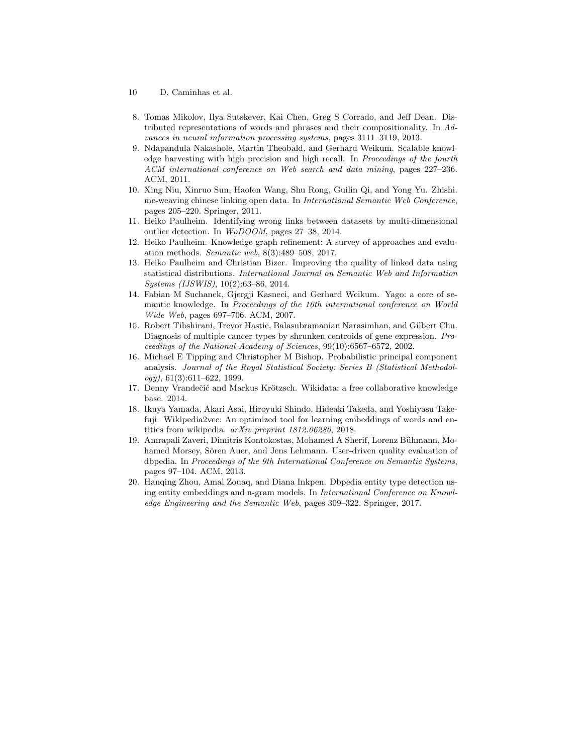8. Tomas Mikolov, Ilya Sutskever, Kai Chen, Greg S Corrado, and Jeff Dean. Distributed representations of words and phrases and their compositionality. In *Advances in neural information processing systems*, pages 3111–3119, 2013.
9. Ndapandula Nakashole, Martin Theobald, and Gerhard Weikum. Scalable knowledge harvesting with high precision and high recall. In *Proceedings of the fourth ACM international conference on Web search and data mining*, pages 227–236. ACM, 2011.
10. Xing Niu, Xinruo Sun, Haofen Wang, Shu Rong, Guilin Qi, and Yong Yu. Zhishi. me-weaving chinese linking open data. In *International Semantic Web Conference*, pages 205–220. Springer, 2011.
11. Heiko Paulheim. Identifying wrong links between datasets by multi-dimensional outlier detection. In *WoDOOM*, pages 27–38, 2014.
12. Heiko Paulheim. Knowledge graph refinement: A survey of approaches and evaluation methods. *Semantic web*, 8(3):489–508, 2017.
13. Heiko Paulheim and Christian Bizer. Improving the quality of linked data using statistical distributions. *International Journal on Semantic Web and Information Systems (IJSWIS)*, 10(2):63–86, 2014.
14. Fabian M Suchanek, Gjergji Kasneci, and Gerhard Weikum. Yago: a core of semantic knowledge. In *Proceedings of the 16th international conference on World Wide Web*, pages 697–706. ACM, 2007.
15. Robert Tibshirani, Trevor Hastie, Balasubramanian Narasimhan, and Gilbert Chu. Diagnosis of multiple cancer types by shrunken centroids of gene expression. *Proceedings of the National Academy of Sciences*, 99(10):6567–6572, 2002.
16. Michael E Tipping and Christopher M Bishop. Probabilistic principal component analysis. *Journal of the Royal Statistical Society: Series B (Statistical Methodology)*, 61(3):611–622, 1999.
17. Denny Vrandečić and Markus Krötzsch. Wikidata: a free collaborative knowledge base. 2014.
18. Ikuya Yamada, Akari Asai, Hiroyuki Shindo, Hideaki Takeda, and Yoshiyasu Takefuji. Wikipedia2vec: An optimized tool for learning embeddings of words and entities from wikipedia. *arXiv preprint 1812.06280*, 2018.
19. Amrapali Zaveri, Dimitris Kontokostas, Mohamed A Sherif, Lorenz Bühmann, Mohamed Morsey, Sören Auer, and Jens Lehmann. User-driven quality evaluation of dbpedia. In *Proceedings of the 9th International Conference on Semantic Systems*, pages 97–104. ACM, 2013.
20. Hanqing Zhou, Amal Zouaq, and Diana Inkpen. Dbpedia entity type detection using entity embeddings and n-gram models. In *International Conference on Knowledge Engineering and the Semantic Web*, pages 309–322. Springer, 2017.